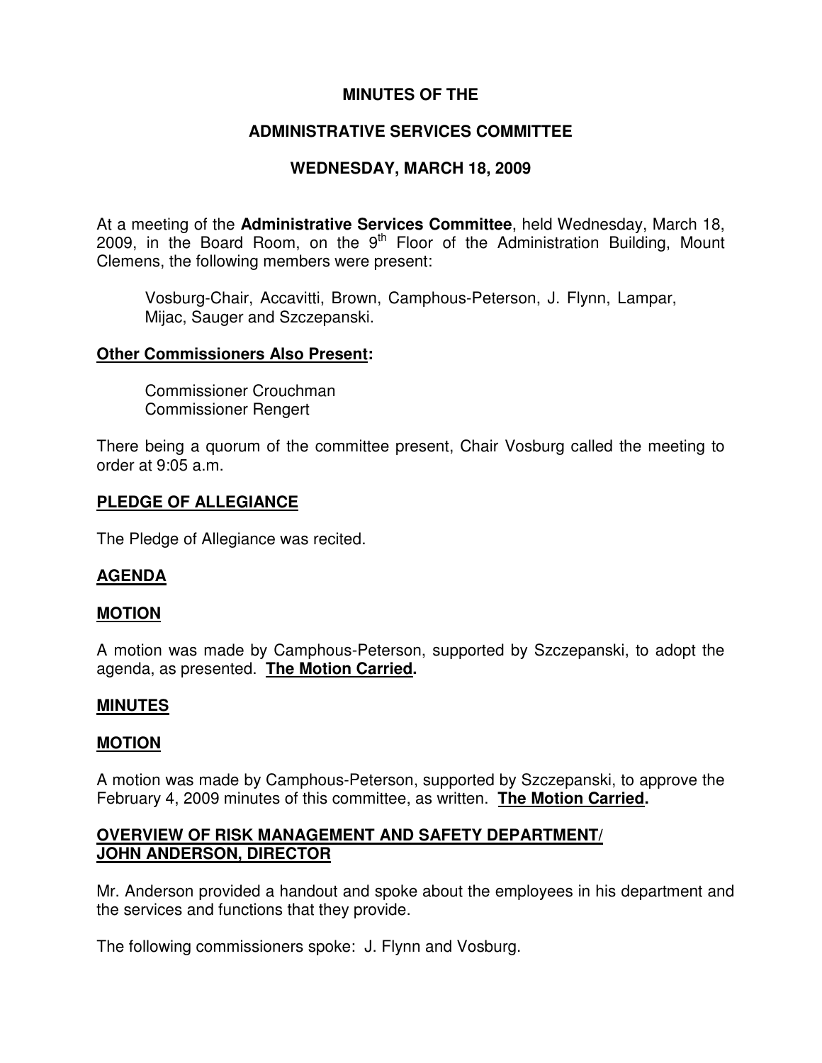# MINUTES OF THE

## ADMINISTRATIVE SERVICES COMMITTEE

## WEDNESDAY, MARCH 18, 2009

At a meeting of the **Administrative Services Committee**, held Wednesday, March 18, 2009, in the Board Room, on the 9th Floor of the Administration Building, Mount Clemens, the following members were present:

> Vosburg-Chair, Accavitti, Brown, Camphous-Peterson, J. Flynn, Lampar, Mijac, Sauger and Szczepanski.

**Other Commissioners Also Present:**

> Commissioner Crouchman
> Commissioner Rengert

There being a quorum of the committee present, Chair Vosburg called the meeting to order at 9:05 a.m.

**PLEDGE OF ALLEGIANCE**

The Pledge of Allegiance was recited.

**AGENDA**

**MOTION**

A motion was made by Camphous-Peterson, supported by Szczepanski, to adopt the agenda, as presented. **The Motion Carried.**

**MINUTES**

**MOTION**

A motion was made by Camphous-Peterson, supported by Szczepanski, to approve the February 4, 2009 minutes of this committee, as written. **The Motion Carried.**

**OVERVIEW OF RISK MANAGEMENT AND SAFETY DEPARTMENT/ JOHN ANDERSON, DIRECTOR**

Mr. Anderson provided a handout and spoke about the employees in his department and the services and functions that they provide.

The following commissioners spoke: J. Flynn and Vosburg.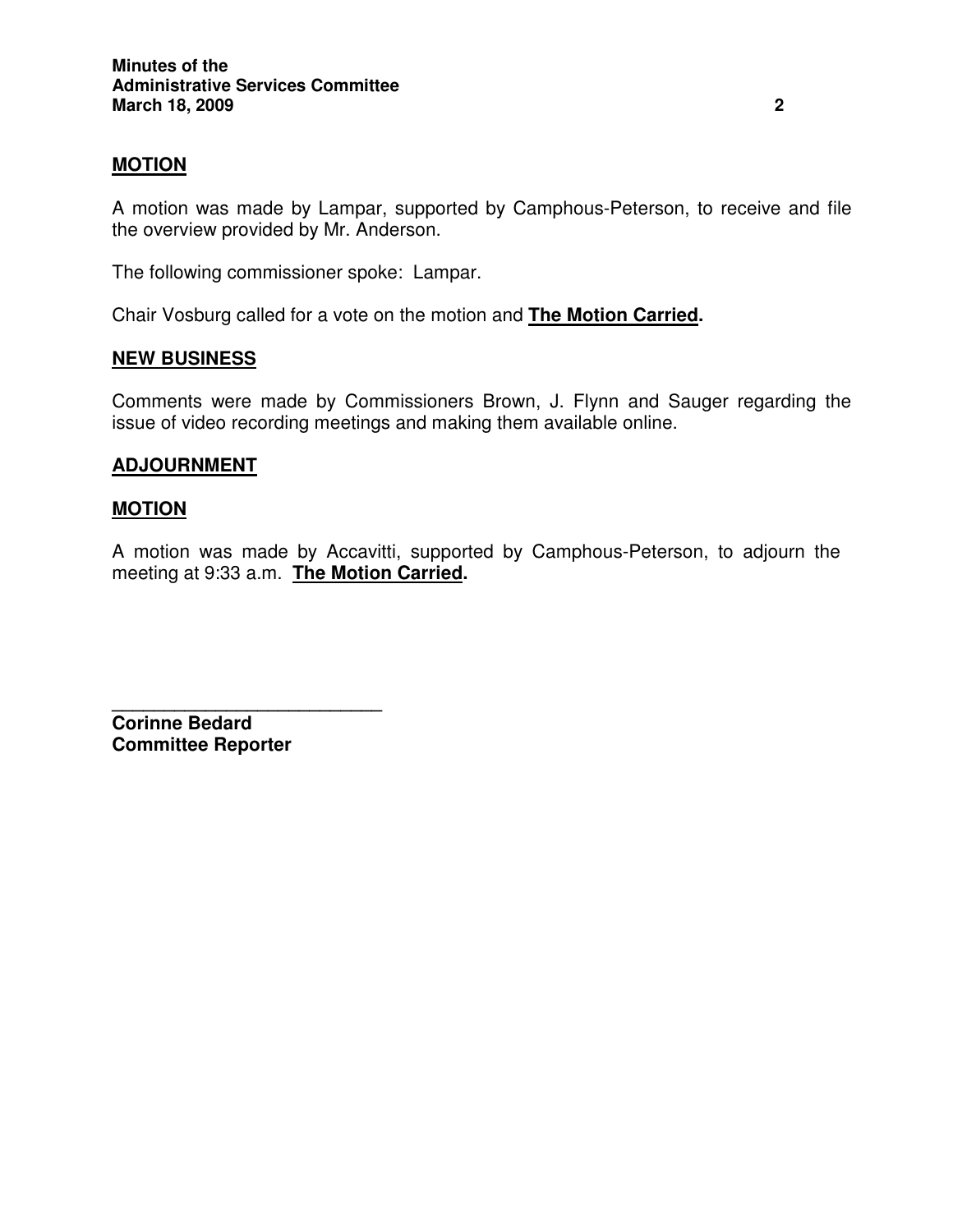**MOTION**

A motion was made by Lampar, supported by Camphous-Peterson, to receive and file the overview provided by Mr. Anderson.

The following commissioner spoke: Lampar.

Chair Vosburg called for a vote on the motion and **The Motion Carried.**

**NEW BUSINESS**

Comments were made by Commissioners Brown, J. Flynn and Sauger regarding the issue of video recording meetings and making them available online.

**ADJOURNMENT**

**MOTION**

A motion was made by Accavitti, supported by Camphous-Peterson, to adjourn the meeting at 9:33 a.m. **The Motion Carried.**

___________________________

**Corinne Bedard**
**Committee Reporter**